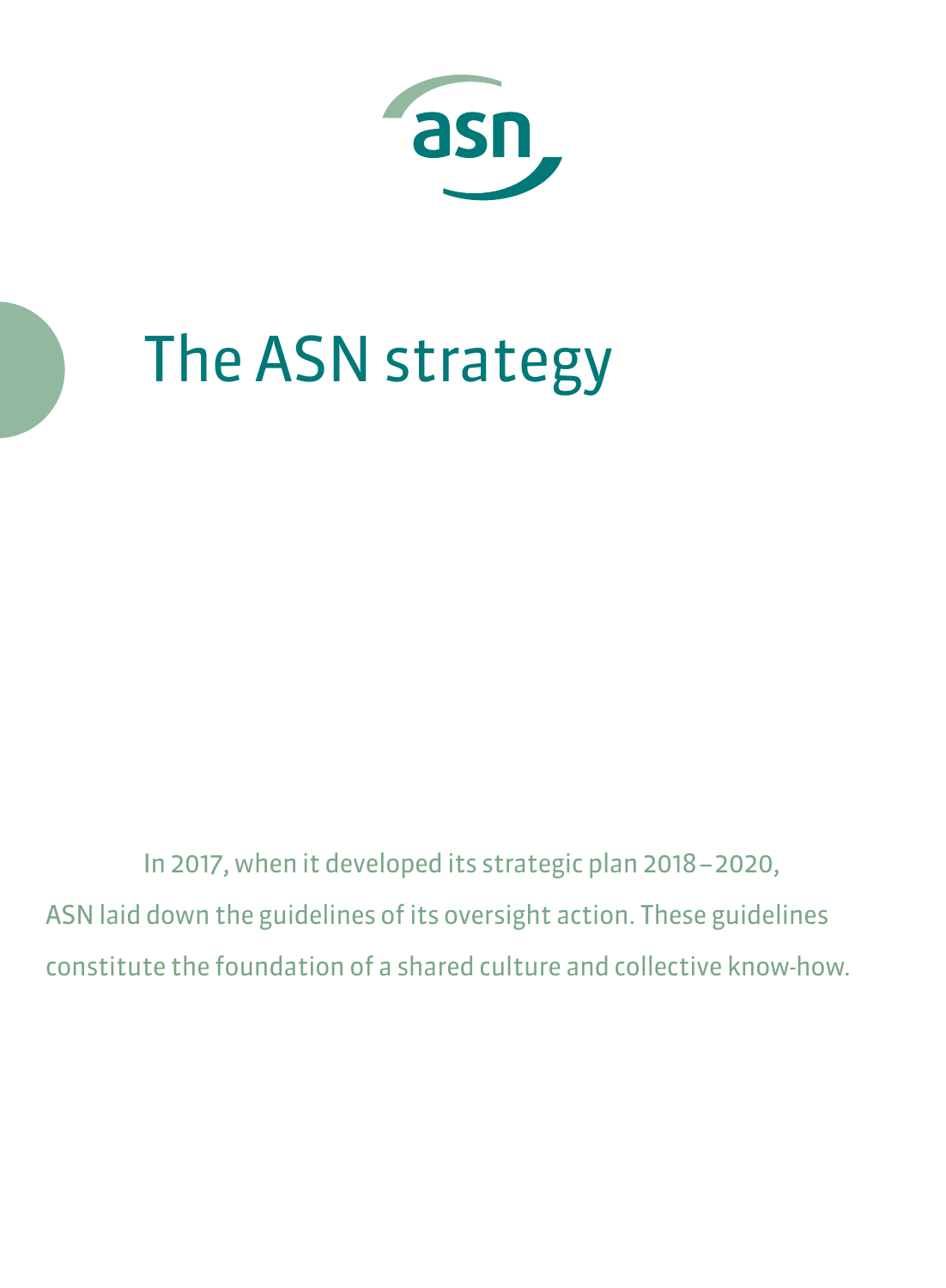asn

# The ASN strategy

In 2017, when it developed its strategic plan 2018 – 2020, ASN laid down the guidelines of its oversight action. These guidelines constitute the foundation of a shared culture and collective know-how.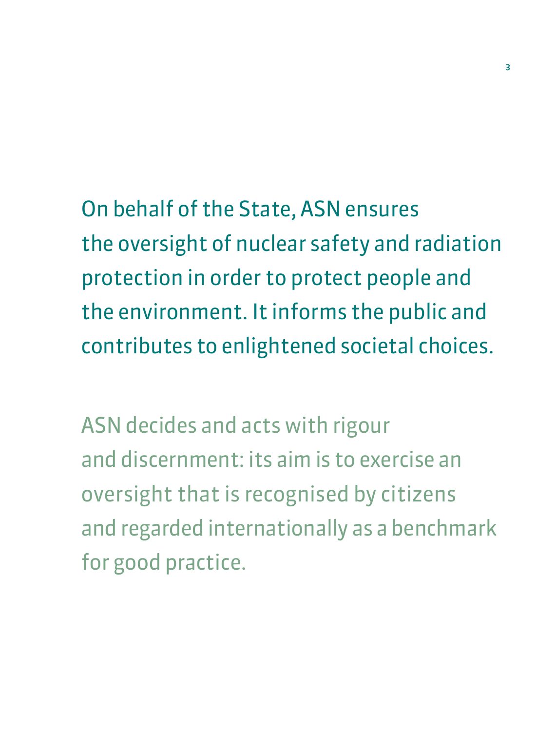On behalf of the State, ASN ensures the oversight of nuclear safety and radiation protection in order to protect people and the environment. It informs the public and contributes to enlightened societal choices.

ASN decides and acts with rigour and discernment: its aim is to exercise an oversight that is recognised by citizens and regarded internationally as a benchmark for good practice.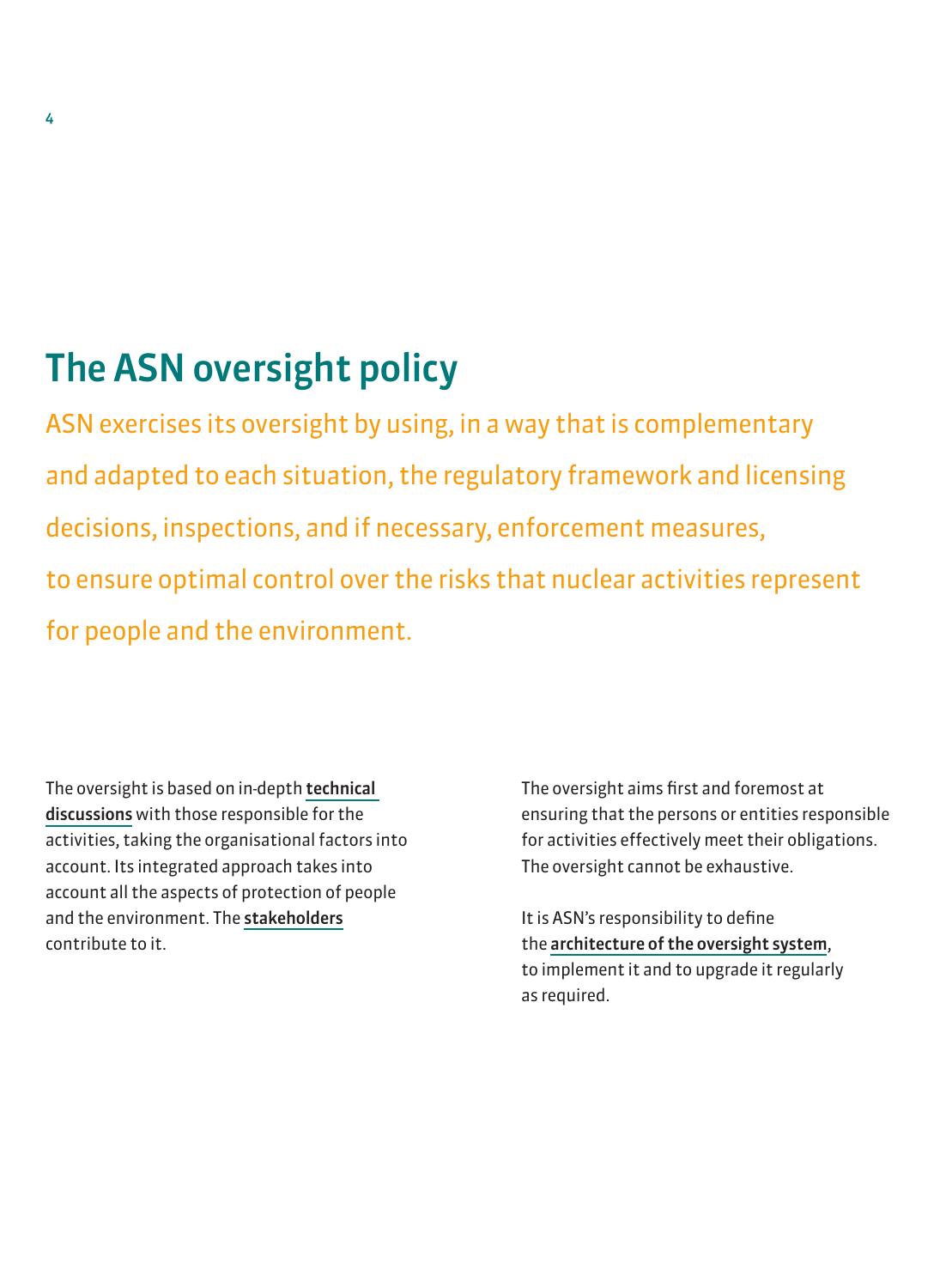# The ASN oversight policy

ASN exercises its oversight by using, in a way that is complementary and adapted to each situation, the regulatory framework and licensing decisions, inspections, and if necessary, enforcement measures, to ensure optimal control over the risks that nuclear activities represent for people and the environment.

The oversight is based on in-depth **technical discussions** with those responsible for the activities, taking the organisational factors into account. Its integrated approach takes into account all the aspects of protection of people and the environment. The **stakeholders** contribute to it.

The oversight aims first and foremost at ensuring that the persons or entities responsible for activities effectively meet their obligations. The oversight cannot be exhaustive.

It is ASN's responsibility to define the **architecture of the oversight system**, to implement it and to upgrade it regularly as required.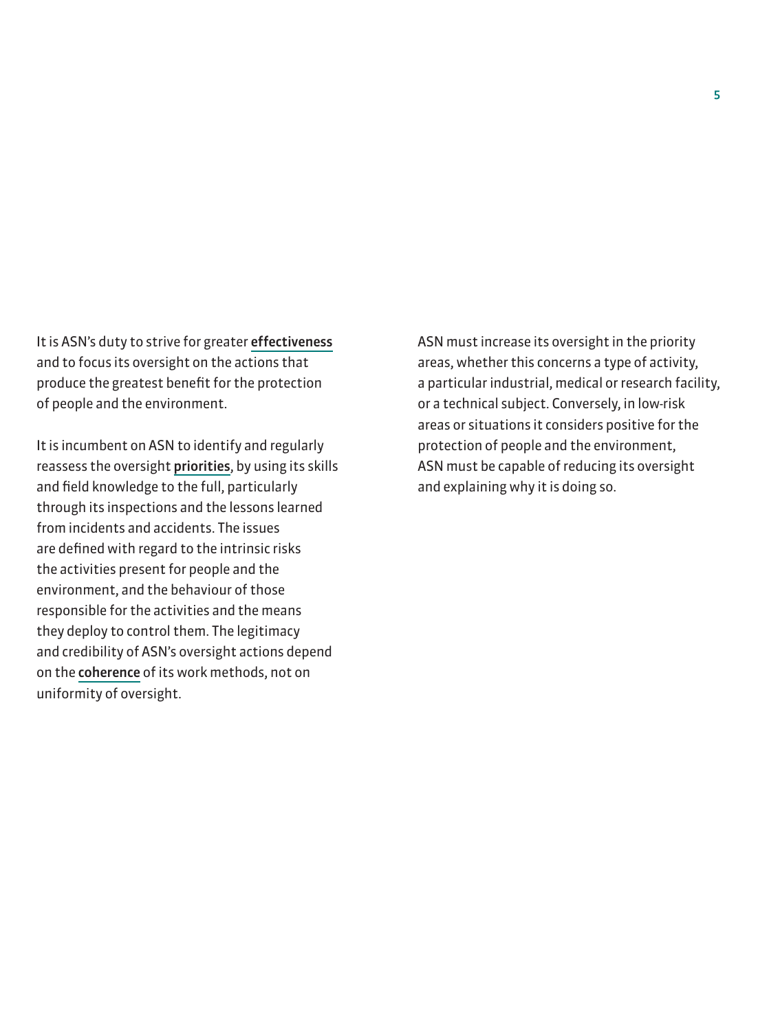It is ASN's duty to strive for greater **effectiveness** and to focus its oversight on the actions that produce the greatest benefit for the protection of people and the environment.

It is incumbent on ASN to identify and regularly reassess the oversight **priorities**, by using its skills and field knowledge to the full, particularly through its inspections and the lessons learned from incidents and accidents. The issues are defined with regard to the intrinsic risks the activities present for people and the environment, and the behaviour of those responsible for the activities and the means they deploy to control them. The legitimacy and credibility of ASN's oversight actions depend on the **coherence** of its work methods, not on uniformity of oversight.

ASN must increase its oversight in the priority areas, whether this concerns a type of activity, a particular industrial, medical or research facility, or a technical subject. Conversely, in low-risk areas or situations it considers positive for the protection of people and the environment, ASN must be capable of reducing its oversight and explaining why it is doing so.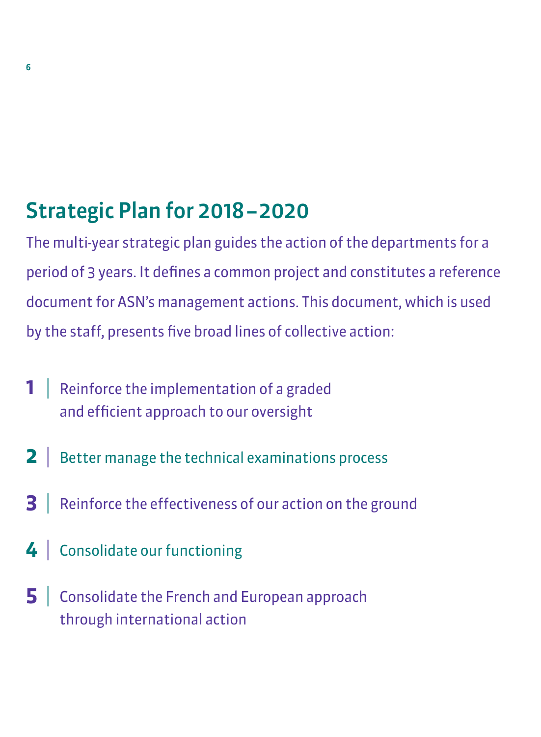## Strategic Plan for 2018 – 2020

The multi-year strategic plan guides the action of the departments for a period of 3 years. It defines a common project and constitutes a reference document for ASN's management actions. This document, which is used by the staff, presents five broad lines of collective action:

1. Reinforce the implementation of a graded and efficient approach to our oversight
2. Better manage the technical examinations process
3. Reinforce the effectiveness of our action on the ground
4. Consolidate our functioning
5. Consolidate the French and European approach through international action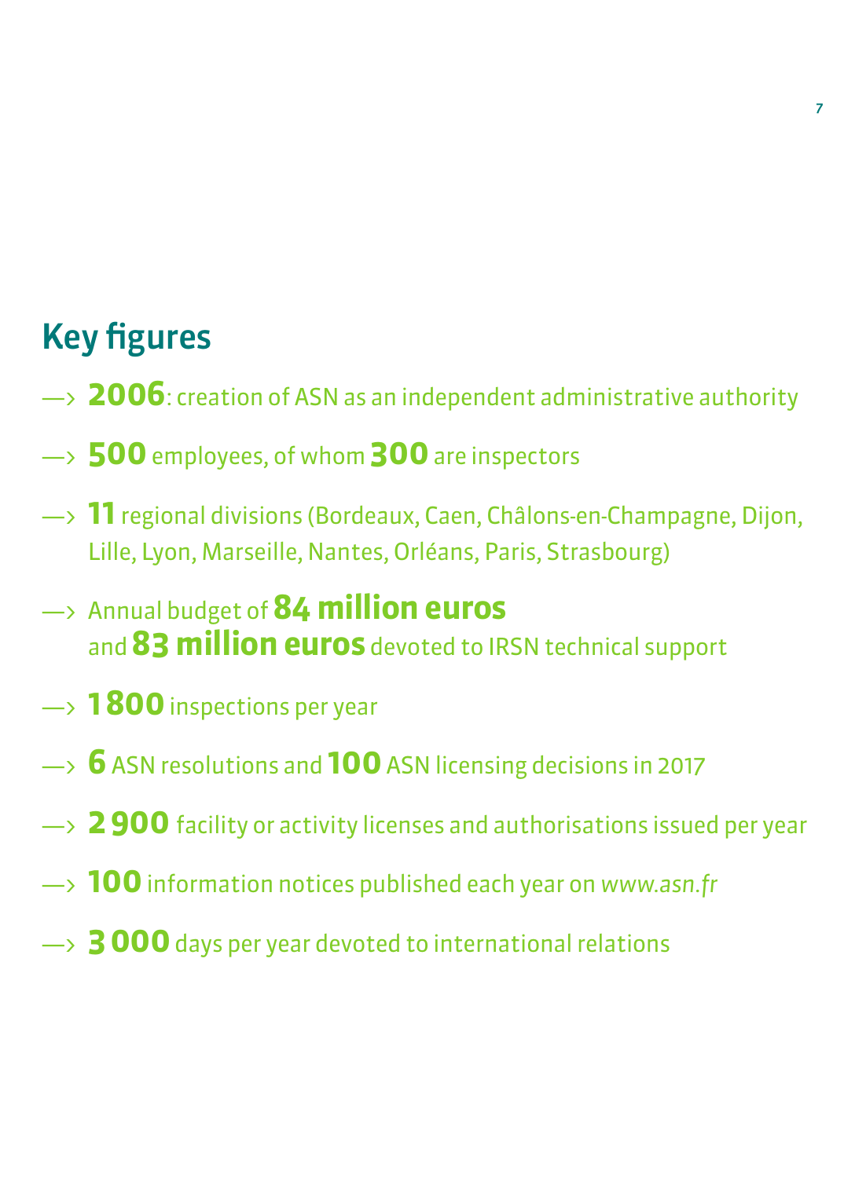## Key figures

- **2006**: creation of ASN as an independent administrative authority
- **500** employees, of whom **300** are inspectors
- **11** regional divisions (Bordeaux, Caen, Châlons-en-Champagne, Dijon, Lille, Lyon, Marseille, Nantes, Orléans, Paris, Strasbourg)
- Annual budget of **84 million euros** and **83 million euros** devoted to IRSN technical support
- **1800** inspections per year
- **6** ASN resolutions and **100** ASN licensing decisions in 2017
- **2 900** facility or activity licenses and authorisations issued per year
- **100** information notices published each year on *www.asn.fr*
- **3 000** days per year devoted to international relations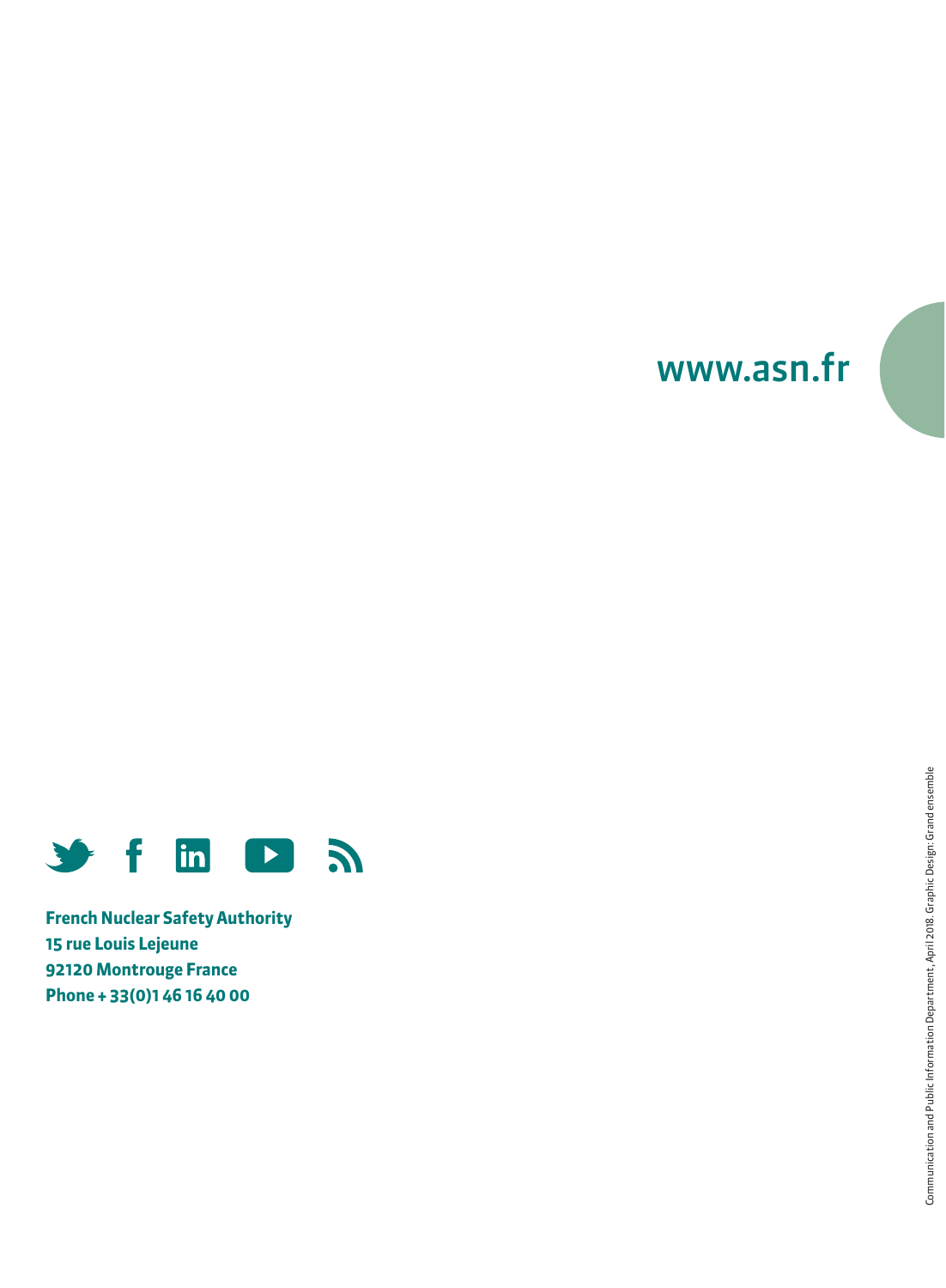www.asn.fr

**French Nuclear Safety Authority**
**15 rue Louis Lejeune**
**92120 Montrouge France**
**Phone + 33(0)1 46 16 40 00**

Communication and Public Information Department, April 2018. Graphic Design: Grand ensemble